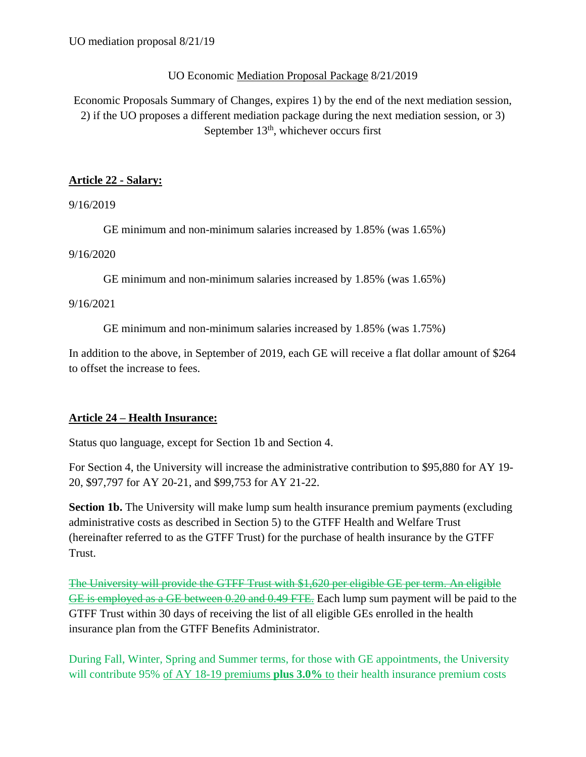UO mediation proposal 8/21/19

UO Economic <u>Mediation Proposal Package</u> 8/21/2019

Economic Proposals Summary of Changes, expires 1) by the end of the next mediation session, 2) if the UO proposes a different mediation package during the next mediation session, or 3) September 13th, whichever occurs first

## <u>Article 22 - Salary:</u>

9/16/2019

GE minimum and non-minimum salaries increased by 1.85% (was 1.65%)

9/16/2020

GE minimum and non-minimum salaries increased by 1.85% (was 1.65%)

9/16/2021

GE minimum and non-minimum salaries increased by 1.85% (was 1.75%)

In addition to the above, in September of 2019, each GE will receive a flat dollar amount of $264 to offset the increase to fees.

## <u>Article 24 – Health Insurance:</u>

Status quo language, except for Section 1b and Section 4.

For Section 4, the University will increase the administrative contribution to $95,880 for AY 19-20, $97,797 for AY 20-21, and $99,753 for AY 21-22.

**Section 1b.** The University will make lump sum health insurance premium payments (excluding administrative costs as described in Section 5) to the GTFF Health and Welfare Trust (hereinafter referred to as the GTFF Trust) for the purchase of health insurance by the GTFF Trust.

~~The University will provide the GTFF Trust with $1,620 per eligible GE per term. An eligible GE is employed as a GE between 0.20 and 0.49 FTE.~~ Each lump sum payment will be paid to the GTFF Trust within 30 days of receiving the list of all eligible GEs enrolled in the health insurance plan from the GTFF Benefits Administrator.

During Fall, Winter, Spring and Summer terms, for those with GE appointments, the University will contribute 95% <u>of AY 18-19 premiums **plus 3.0%** to</u> their health insurance premium costs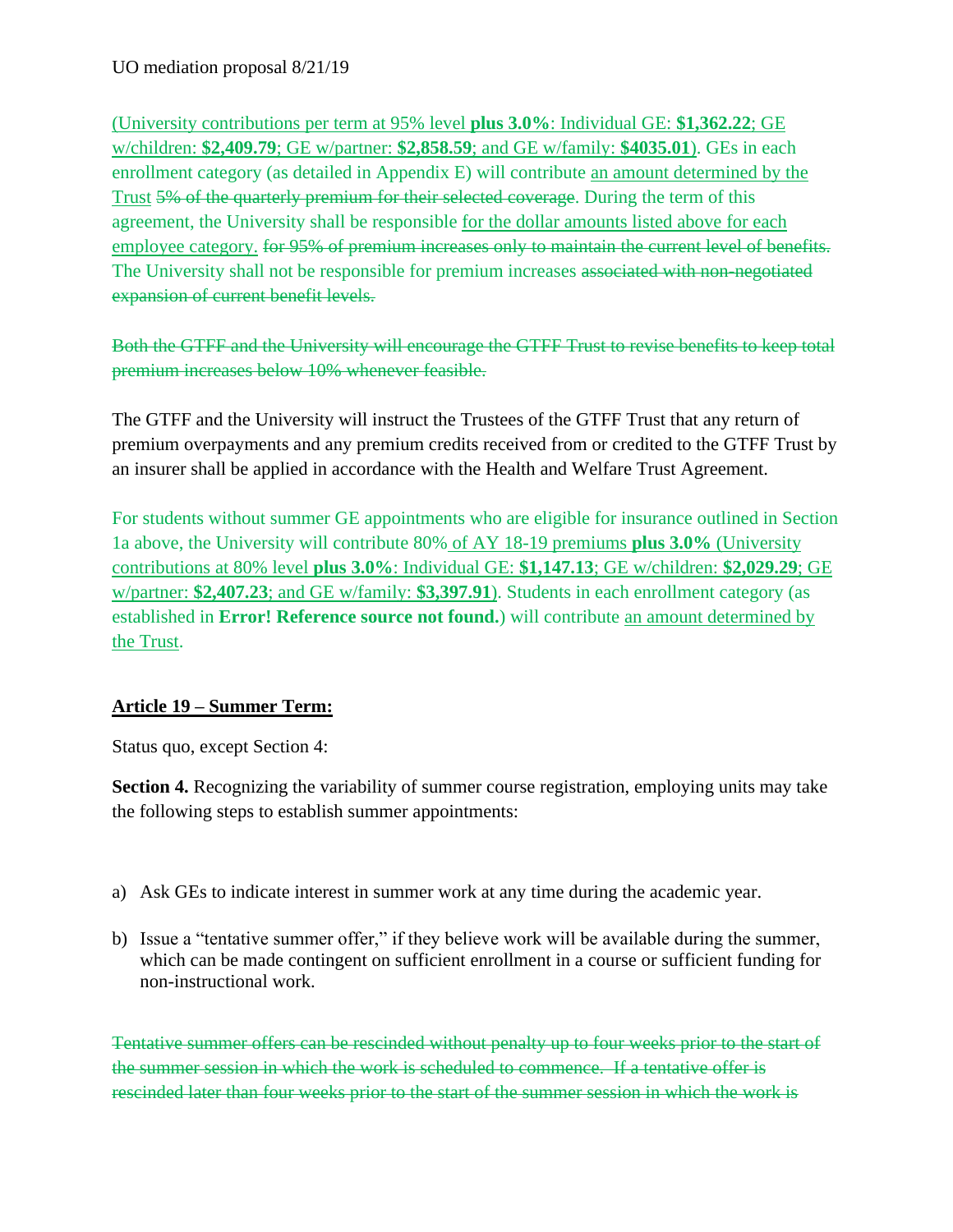UO mediation proposal 8/21/19

(University contributions per term at 95% level **plus 3.0%**: Individual GE: **$1,362.22**; GE w/children: **$2,409.79**; GE w/partner: **$2,858.59**; and GE w/family: **$4035.01**). GEs in each enrollment category (as detailed in Appendix E) will contribute an amount determined by the Trust ~~5% of the quarterly premium for their selected coverage~~. During the term of this agreement, the University shall be responsible for the dollar amounts listed above for each employee category. ~~for 95% of premium increases only to maintain the current level of benefits.~~ The University shall not be responsible for premium increases ~~associated with non-negotiated expansion of current benefit levels.~~

~~Both the GTFF and the University will encourage the GTFF Trust to revise benefits to keep total premium increases below 10% whenever feasible.~~

The GTFF and the University will instruct the Trustees of the GTFF Trust that any return of premium overpayments and any premium credits received from or credited to the GTFF Trust by an insurer shall be applied in accordance with the Health and Welfare Trust Agreement.

For students without summer GE appointments who are eligible for insurance outlined in Section 1a above, the University will contribute 80% of AY 18-19 premiums **plus 3.0%** (University contributions at 80% level **plus 3.0%**: Individual GE: **$1,147.13**; GE w/children: **$2,029.29**; GE w/partner: **$2,407.23**; and GE w/family: **$3,397.91**). Students in each enrollment category (as established in **Error! Reference source not found.**) will contribute an amount determined by the Trust.

**Article 19 – Summer Term:**

Status quo, except Section 4:

**Section 4.** Recognizing the variability of summer course registration, employing units may take the following steps to establish summer appointments:

a) Ask GEs to indicate interest in summer work at any time during the academic year.

b) Issue a "tentative summer offer," if they believe work will be available during the summer, which can be made contingent on sufficient enrollment in a course or sufficient funding for non-instructional work.

~~Tentative summer offers can be rescinded without penalty up to four weeks prior to the start of the summer session in which the work is scheduled to commence. If a tentative offer is rescinded later than four weeks prior to the start of the summer session in which the work is~~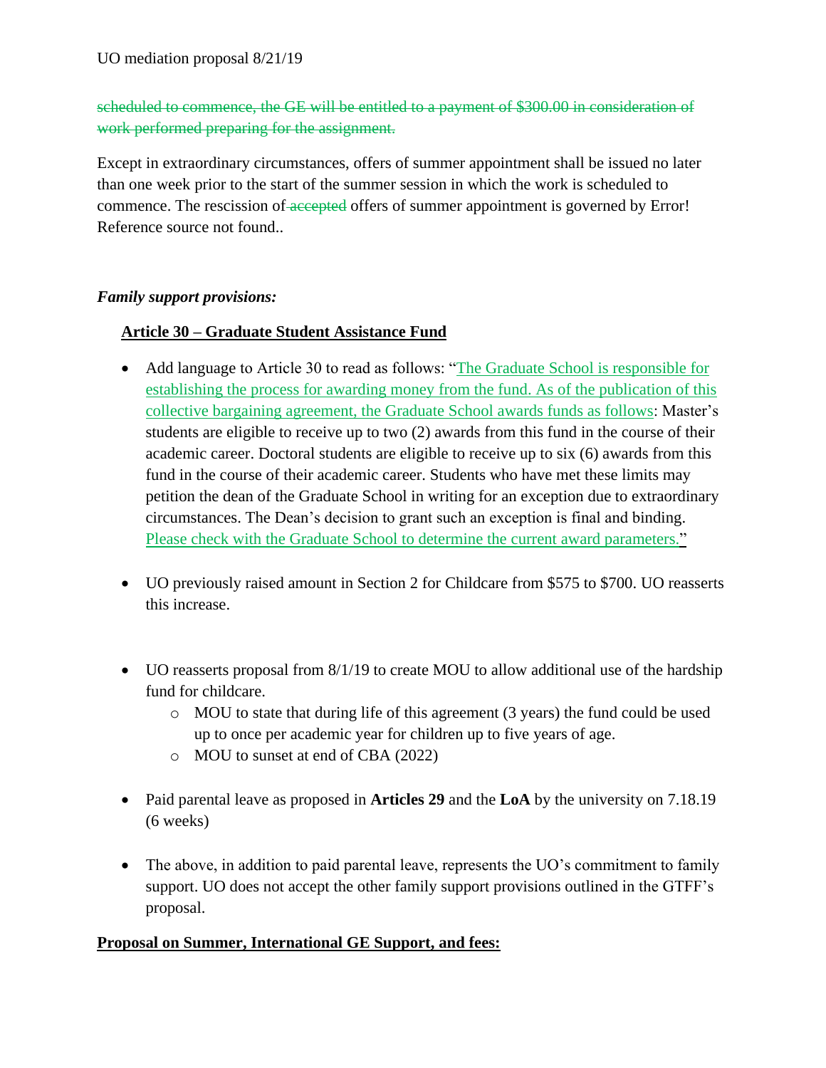~~scheduled to commence, the GE will be entitled to a payment of $300.00 in consideration of work performed preparing for the assignment.~~

Except in extraordinary circumstances, offers of summer appointment shall be issued no later than one week prior to the start of the summer session in which the work is scheduled to commence. The rescission of ~~accepted~~ offers of summer appointment is governed by Error! Reference source not found..

***Family support provisions:***

**Article 30 – Graduate Student Assistance Fund**

- Add language to Article 30 to read as follows: "The Graduate School is responsible for establishing the process for awarding money from the fund. As of the publication of this collective bargaining agreement, the Graduate School awards funds as follows: Master's students are eligible to receive up to two (2) awards from this fund in the course of their academic career. Doctoral students are eligible to receive up to six (6) awards from this fund in the course of their academic career. Students who have met these limits may petition the dean of the Graduate School in writing for an exception due to extraordinary circumstances. The Dean's decision to grant such an exception is final and binding. Please check with the Graduate School to determine the current award parameters."

- UO previously raised amount in Section 2 for Childcare from $575 to $700. UO reasserts this increase.

- UO reasserts proposal from 8/1/19 to create MOU to allow additional use of the hardship fund for childcare.
    - MOU to state that during life of this agreement (3 years) the fund could be used up to once per academic year for children up to five years of age.
    - MOU to sunset at end of CBA (2022)

- Paid parental leave as proposed in **Articles 29** and the **LoA** by the university on 7.18.19 (6 weeks)

- The above, in addition to paid parental leave, represents the UO's commitment to family support. UO does not accept the other family support provisions outlined in the GTFF's proposal.

**Proposal on Summer, International GE Support, and fees:**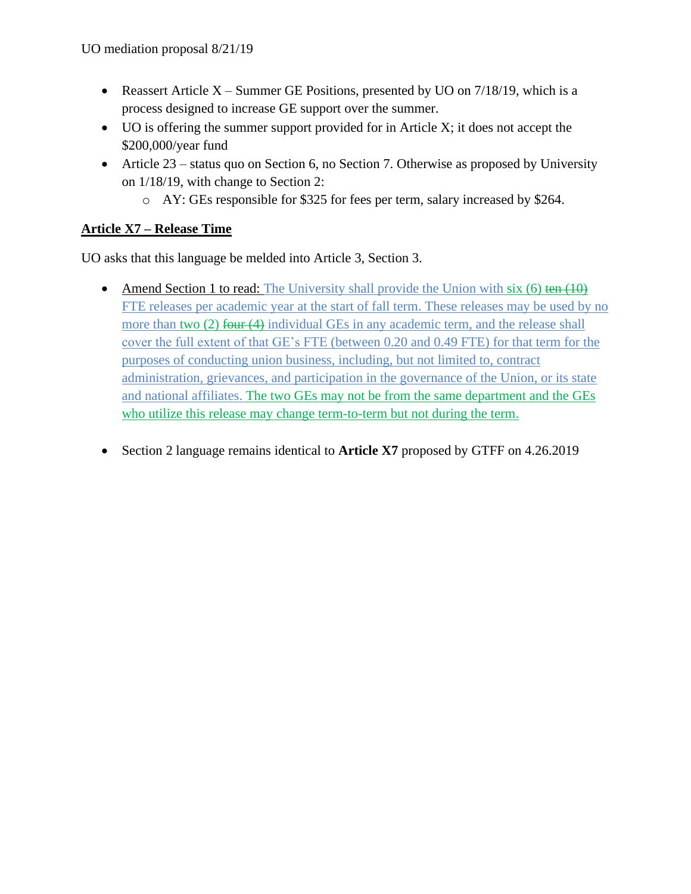UO mediation proposal 8/21/19

- Reassert Article X – Summer GE Positions, presented by UO on 7/18/19, which is a process designed to increase GE support over the summer.
- UO is offering the summer support provided for in Article X; it does not accept the $200,000/year fund
- Article 23 – status quo on Section 6, no Section 7. Otherwise as proposed by University on 1/18/19, with change to Section 2:
    - AY: GEs responsible for $325 for fees per term, salary increased by $264.

**Article X7 – Release Time**

UO asks that this language be melded into Article 3, Section 3.

- Amend Section 1 to read: The University shall provide the Union with six (6) ~~ten (10)~~ FTE releases per academic year at the start of fall term. These releases may be used by no more than two (2) ~~four (4)~~ individual GEs in any academic term, and the release shall cover the full extent of that GE's FTE (between 0.20 and 0.49 FTE) for that term for the purposes of conducting union business, including, but not limited to, contract administration, grievances, and participation in the governance of the Union, or its state and national affiliates. The two GEs may not be from the same department and the GEs who utilize this release may change term-to-term but not during the term.

- Section 2 language remains identical to **Article X7** proposed by GTFF on 4.26.2019